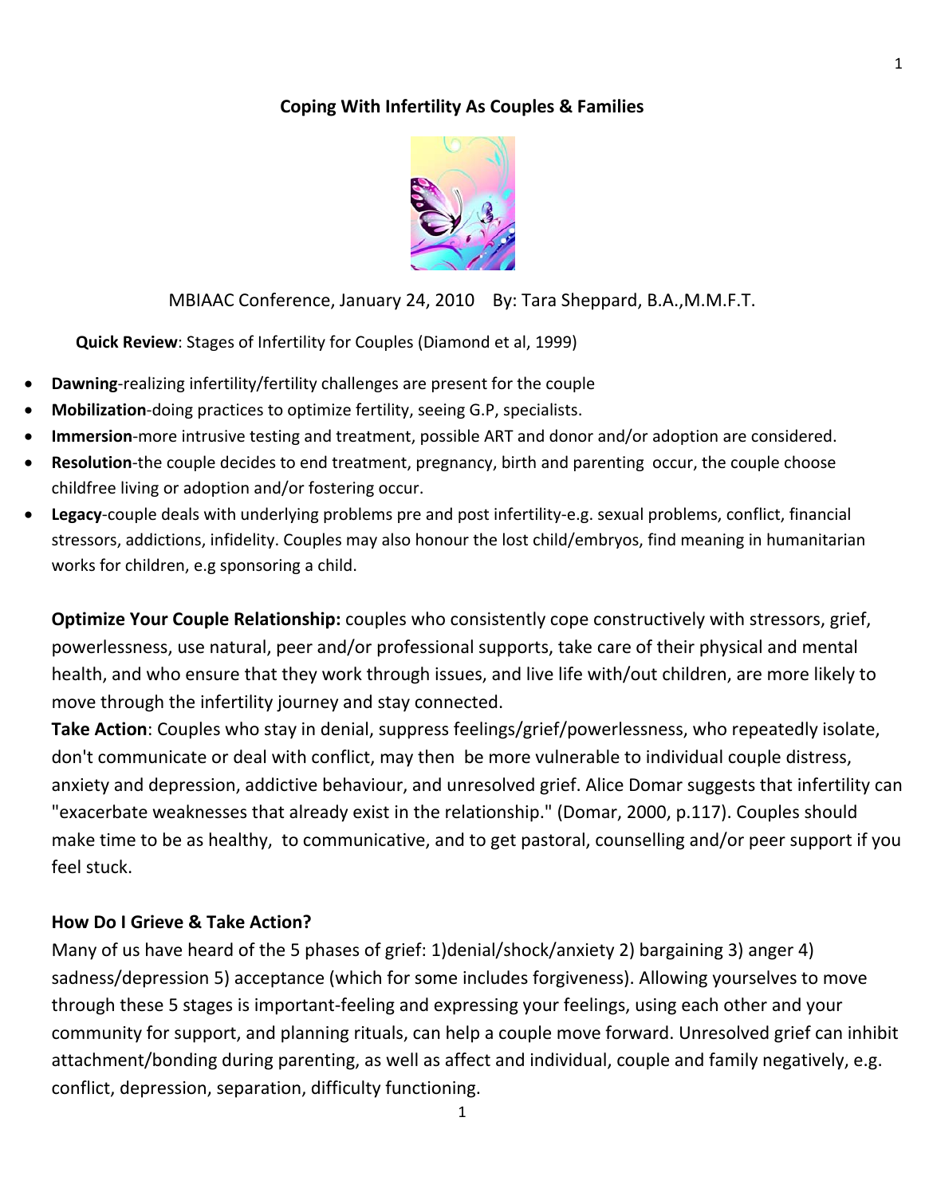# Coping With Infertility As Couples & Families

MBIAAC Conference, January 24, 2010 By: Tara Sheppard, B.A.,M.M.F.T.

**Quick Review**: Stages of Infertility for Couples (Diamond et al, 1999)

- **Dawning**-realizing infertility/fertility challenges are present for the couple
- **Mobilization**-doing practices to optimize fertility, seeing G.P, specialists.
- **Immersion**-more intrusive testing and treatment, possible ART and donor and/or adoption are considered.
- **Resolution**-the couple decides to end treatment, pregnancy, birth and parenting occur, the couple choose childfree living or adoption and/or fostering occur.
- **Legacy**-couple deals with underlying problems pre and post infertility-e.g. sexual problems, conflict, financial stressors, addictions, infidelity. Couples may also honour the lost child/embryos, find meaning in humanitarian works for children, e.g sponsoring a child.

**Optimize Your Couple Relationship:** couples who consistently cope constructively with stressors, grief, powerlessness, use natural, peer and/or professional supports, take care of their physical and mental health, and who ensure that they work through issues, and live life with/out children, are more likely to move through the infertility journey and stay connected.

**Take Action**: Couples who stay in denial, suppress feelings/grief/powerlessness, who repeatedly isolate, don't communicate or deal with conflict, may then be more vulnerable to individual couple distress, anxiety and depression, addictive behaviour, and unresolved grief. Alice Domar suggests that infertility can "exacerbate weaknesses that already exist in the relationship." (Domar, 2000, p.117). Couples should make time to be as healthy, to communicative, and to get pastoral, counselling and/or peer support if you feel stuck.

### How Do I Grieve & Take Action?

Many of us have heard of the 5 phases of grief: 1)denial/shock/anxiety 2) bargaining 3) anger 4) sadness/depression 5) acceptance (which for some includes forgiveness). Allowing yourselves to move through these 5 stages is important-feeling and expressing your feelings, using each other and your community for support, and planning rituals, can help a couple move forward. Unresolved grief can inhibit attachment/bonding during parenting, as well as affect and individual, couple and family negatively, e.g. conflict, depression, separation, difficulty functioning.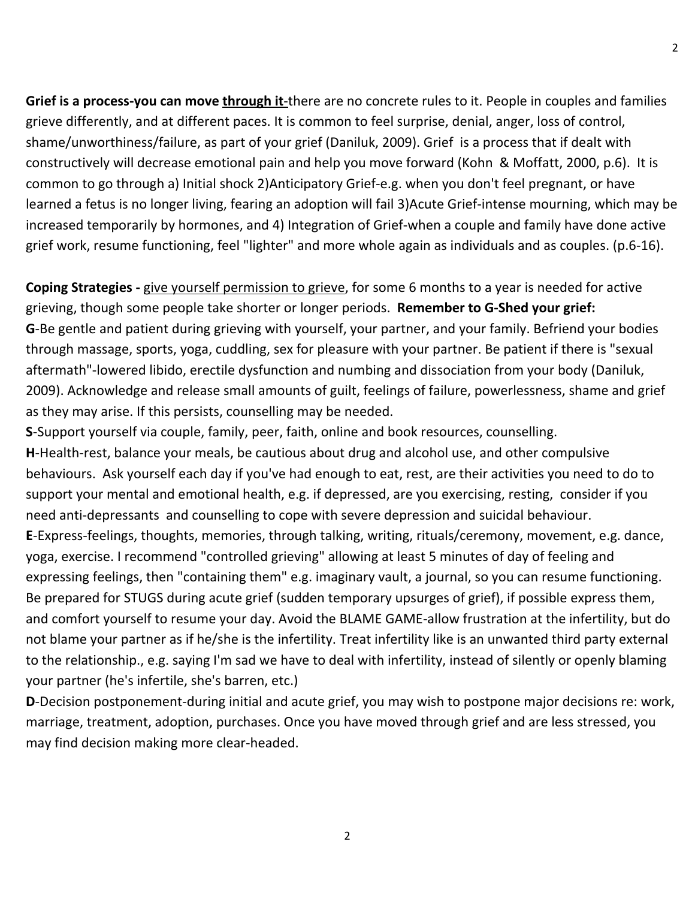**Grief is a process-you can move <u>through it</u>**-there are no concrete rules to it. People in couples and families grieve differently, and at different paces. It is common to feel surprise, denial, anger, loss of control, shame/unworthiness/failure, as part of your grief (Daniluk, 2009). Grief is a process that if dealt with constructively will decrease emotional pain and help you move forward (Kohn & Moffatt, 2000, p.6). It is common to go through a) Initial shock 2)Anticipatory Grief-e.g. when you don't feel pregnant, or have learned a fetus is no longer living, fearing an adoption will fail 3)Acute Grief-intense mourning, which may be increased temporarily by hormones, and 4) Integration of Grief-when a couple and family have done active grief work, resume functioning, feel "lighter" and more whole again as individuals and as couples. (p.6-16).

**Coping Strategies -** <u>give yourself permission to grieve</u>, for some 6 months to a year is needed for active grieving, though some people take shorter or longer periods. **Remember to G-Shed your grief:**

**G**-Be gentle and patient during grieving with yourself, your partner, and your family. Befriend your bodies through massage, sports, yoga, cuddling, sex for pleasure with your partner. Be patient if there is "sexual aftermath"-lowered libido, erectile dysfunction and numbing and dissociation from your body (Daniluk, 2009). Acknowledge and release small amounts of guilt, feelings of failure, powerlessness, shame and grief as they may arise. If this persists, counselling may be needed.

**S**-Support yourself via couple, family, peer, faith, online and book resources, counselling.

**H**-Health-rest, balance your meals, be cautious about drug and alcohol use, and other compulsive behaviours. Ask yourself each day if you've had enough to eat, rest, are their activities you need to do to support your mental and emotional health, e.g. if depressed, are you exercising, resting, consider if you need anti-depressants and counselling to cope with severe depression and suicidal behaviour.

**E**-Express-feelings, thoughts, memories, through talking, writing, rituals/ceremony, movement, e.g. dance, yoga, exercise. I recommend "controlled grieving" allowing at least 5 minutes of day of feeling and expressing feelings, then "containing them" e.g. imaginary vault, a journal, so you can resume functioning. Be prepared for STUGS during acute grief (sudden temporary upsurges of grief), if possible express them, and comfort yourself to resume your day. Avoid the BLAME GAME-allow frustration at the infertility, but do not blame your partner as if he/she is the infertility. Treat infertility like is an unwanted third party external to the relationship., e.g. saying I'm sad we have to deal with infertility, instead of silently or openly blaming your partner (he's infertile, she's barren, etc.)

**D**-Decision postponement-during initial and acute grief, you may wish to postpone major decisions re: work, marriage, treatment, adoption, purchases. Once you have moved through grief and are less stressed, you may find decision making more clear-headed.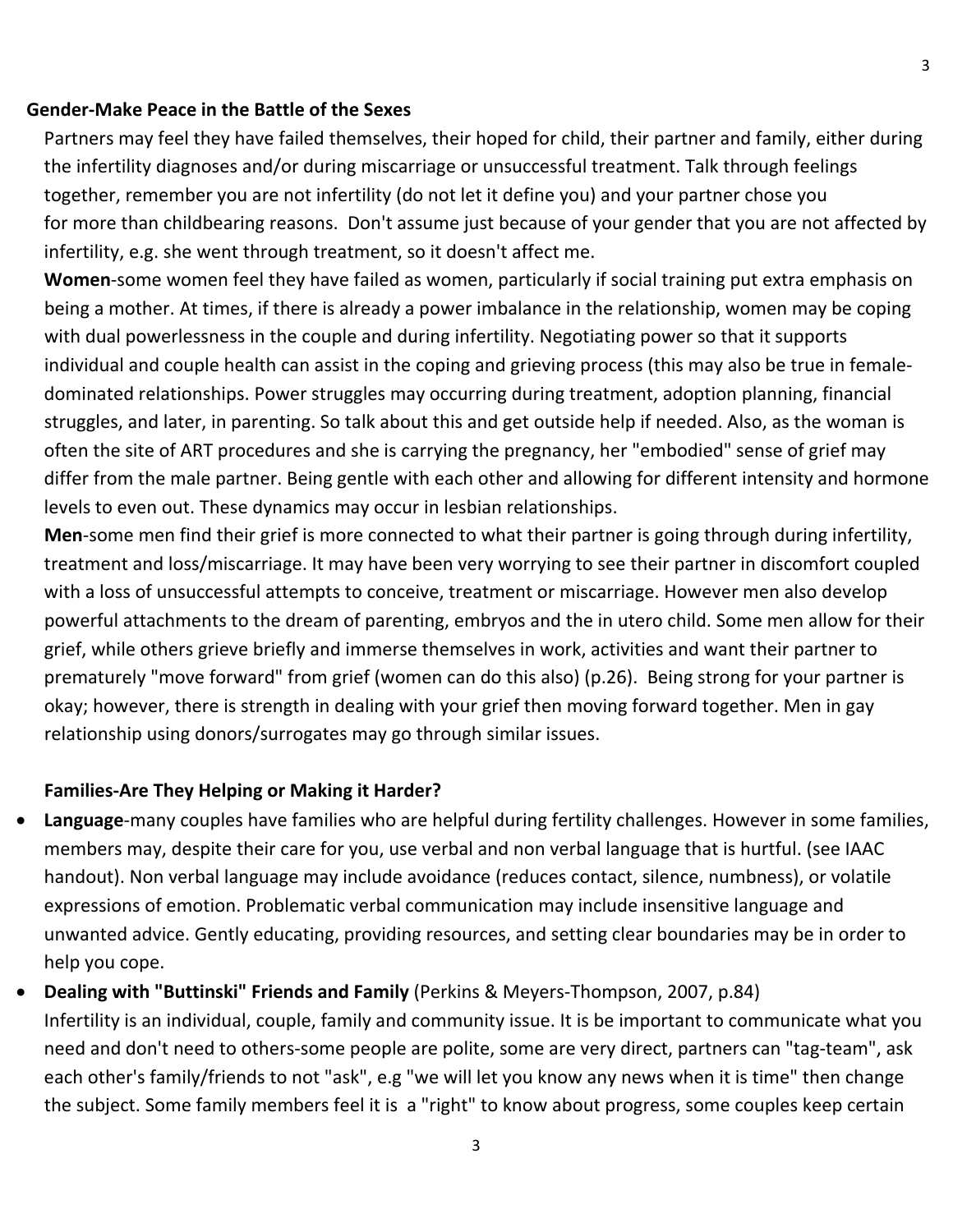**Gender-Make Peace in the Battle of the Sexes**

Partners may feel they have failed themselves, their hoped for child, their partner and family, either during the infertility diagnoses and/or during miscarriage or unsuccessful treatment. Talk through feelings together, remember you are not infertility (do not let it define you) and your partner chose you for more than childbearing reasons. Don't assume just because of your gender that you are not affected by infertility, e.g. she went through treatment, so it doesn't affect me.

**Women**-some women feel they have failed as women, particularly if social training put extra emphasis on being a mother. At times, if there is already a power imbalance in the relationship, women may be coping with dual powerlessness in the couple and during infertility. Negotiating power so that it supports individual and couple health can assist in the coping and grieving process (this may also be true in female-dominated relationships. Power struggles may occurring during treatment, adoption planning, financial struggles, and later, in parenting. So talk about this and get outside help if needed. Also, as the woman is often the site of ART procedures and she is carrying the pregnancy, her "embodied" sense of grief may differ from the male partner. Being gentle with each other and allowing for different intensity and hormone levels to even out. These dynamics may occur in lesbian relationships.

**Men**-some men find their grief is more connected to what their partner is going through during infertility, treatment and loss/miscarriage. It may have been very worrying to see their partner in discomfort coupled with a loss of unsuccessful attempts to conceive, treatment or miscarriage. However men also develop powerful attachments to the dream of parenting, embryos and the in utero child. Some men allow for their grief, while others grieve briefly and immerse themselves in work, activities and want their partner to prematurely "move forward" from grief (women can do this also) (p.26). Being strong for your partner is okay; however, there is strength in dealing with your grief then moving forward together. Men in gay relationship using donors/surrogates may go through similar issues.

**Families-Are They Helping or Making it Harder?**

- **Language**-many couples have families who are helpful during fertility challenges. However in some families, members may, despite their care for you, use verbal and non verbal language that is hurtful. (see IAAC handout). Non verbal language may include avoidance (reduces contact, silence, numbness), or volatile expressions of emotion. Problematic verbal communication may include insensitive language and unwanted advice. Gently educating, providing resources, and setting clear boundaries may be in order to help you cope.
- **Dealing with "Buttinski" Friends and Family** (Perkins & Meyers-Thompson, 2007, p.84)
  Infertility is an individual, couple, family and community issue. It is be important to communicate what you need and don't need to others-some people are polite, some are very direct, partners can "tag-team", ask each other's family/friends to not "ask", e.g "we will let you know any news when it is time" then change the subject. Some family members feel it is a "right" to know about progress, some couples keep certain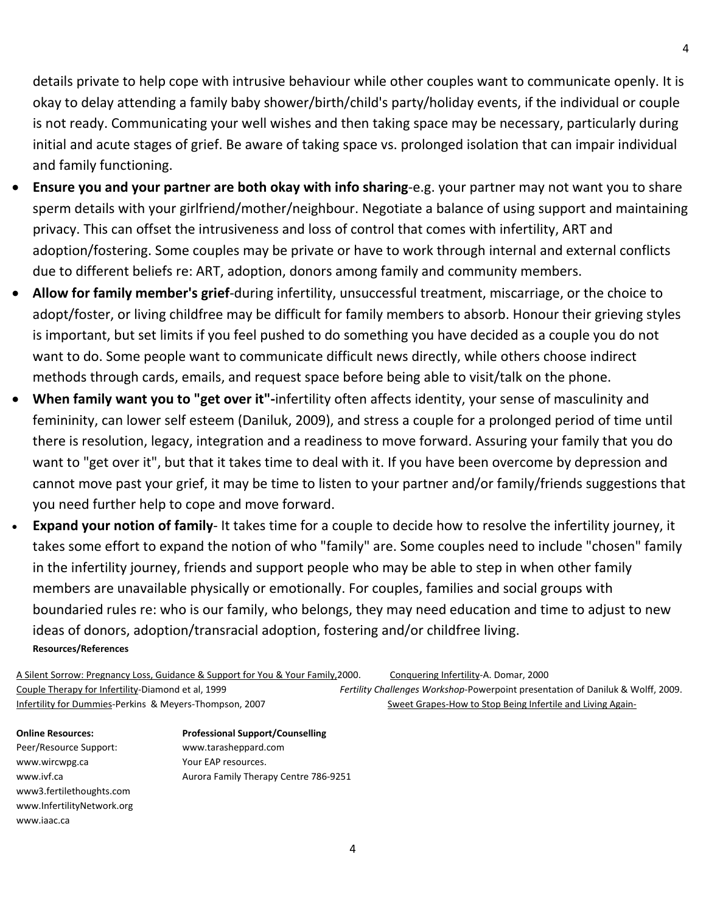details private to help cope with intrusive behaviour while other couples want to communicate openly. It is okay to delay attending a family baby shower/birth/child's party/holiday events, if the individual or couple is not ready. Communicating your well wishes and then taking space may be necessary, particularly during initial and acute stages of grief. Be aware of taking space vs. prolonged isolation that can impair individual and family functioning.

- **Ensure you and your partner are both okay with info sharing**-e.g. your partner may not want you to share sperm details with your girlfriend/mother/neighbour. Negotiate a balance of using support and maintaining privacy. This can offset the intrusiveness and loss of control that comes with infertility, ART and adoption/fostering. Some couples may be private or have to work through internal and external conflicts due to different beliefs re: ART, adoption, donors among family and community members.
- **Allow for family member's grief**-during infertility, unsuccessful treatment, miscarriage, or the choice to adopt/foster, or living childfree may be difficult for family members to absorb. Honour their grieving styles is important, but set limits if you feel pushed to do something you have decided as a couple you do not want to do. Some people want to communicate difficult news directly, while others choose indirect methods through cards, emails, and request space before being able to visit/talk on the phone.
- **When family want you to "get over it"-**infertility often affects identity, your sense of masculinity and femininity, can lower self esteem (Daniluk, 2009), and stress a couple for a prolonged period of time until there is resolution, legacy, integration and a readiness to move forward. Assuring your family that you do want to "get over it", but that it takes time to deal with it. If you have been overcome by depression and cannot move past your grief, it may be time to listen to your partner and/or family/friends suggestions that you need further help to cope and move forward.
- **Expand your notion of family**- It takes time for a couple to decide how to resolve the infertility journey, it takes some effort to expand the notion of who "family" are. Some couples need to include "chosen" family in the infertility journey, friends and support people who may be able to step in when other family members are unavailable physically or emotionally. For couples, families and social groups with boundaried rules re: who is our family, who belongs, they may need education and time to adjust to new ideas of donors, adoption/transracial adoption, fostering and/or childfree living.

**Resources/References**

A Silent Sorrow: Pregnancy Loss, Guidance & Support for You & Your Family, 2000.

Conquering Infertility-A. Domar, 2000

Couple Therapy for Infertility-Diamond et al, 1999

*Fertility Challenges Workshop*-Powerpoint presentation of Daniluk & Wolff, 2009.

Infertility for Dummies-Perkins & Meyers-Thompson, 2007

Sweet Grapes-How to Stop Being Infertile and Living Again-

**Online Resources:**

Peer/Resource Support:
www.wircwpg.ca
www.ivf.ca
www3.fertilethoughts.com
www.InfertilityNetwork.org
www.iaac.ca

**Professional Support/Counselling**

www.tarasheppard.com
Your EAP resources.
Aurora Family Therapy Centre 786-9251